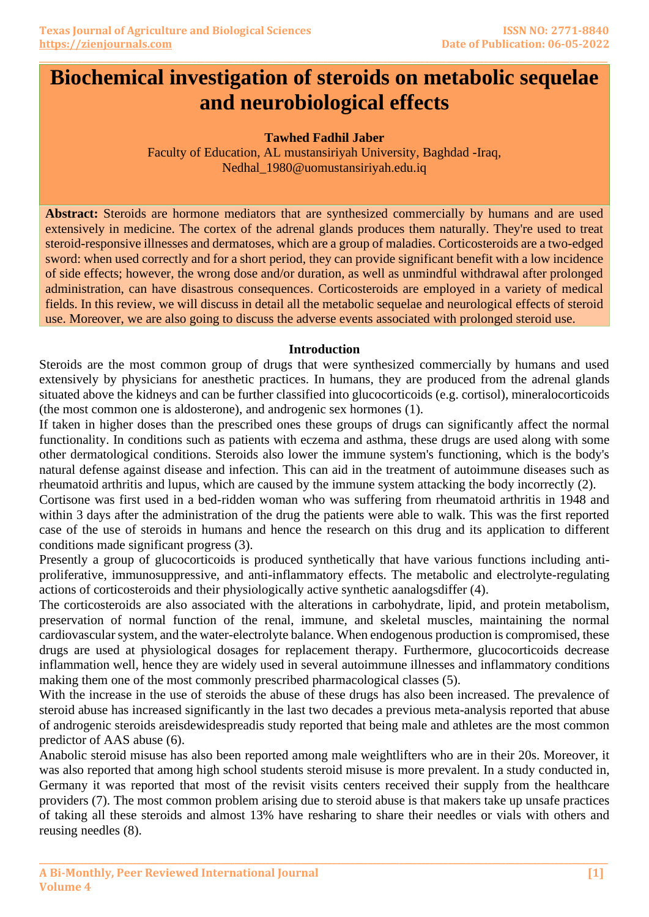# Biochemical investigation of steroids on metabolic sequelae and neurobiological effects

**Tawhed Fadhil Jaber**

Faculty of Education, AL mustansiriyah University, Baghdad -Iraq,
Nedhal_1980@uomustansiriyah.edu.iq

**Abstract:** Steroids are hormone mediators that are synthesized commercially by humans and are used extensively in medicine. The cortex of the adrenal glands produces them naturally. They're used to treat steroid-responsive illnesses and dermatoses, which are a group of maladies. Corticosteroids are a two-edged sword: when used correctly and for a short period, they can provide significant benefit with a low incidence of side effects; however, the wrong dose and/or duration, as well as unmindful withdrawal after prolonged administration, can have disastrous consequences. Corticosteroids are employed in a variety of medical fields. In this review, we will discuss in detail all the metabolic sequelae and neurological effects of steroid use. Moreover, we are also going to discuss the adverse events associated with prolonged steroid use.

## Introduction

Steroids are the most common group of drugs that were synthesized commercially by humans and used extensively by physicians for anesthetic practices. In humans, they are produced from the adrenal glands situated above the kidneys and can be further classified into glucocorticoids (e.g. cortisol), mineralocorticoids (the most common one is aldosterone), and androgenic sex hormones (1).

If taken in higher doses than the prescribed ones these groups of drugs can significantly affect the normal functionality. In conditions such as patients with eczema and asthma, these drugs are used along with some other dermatological conditions. Steroids also lower the immune system's functioning, which is the body's natural defense against disease and infection. This can aid in the treatment of autoimmune diseases such as rheumatoid arthritis and lupus, which are caused by the immune system attacking the body incorrectly (2).

Cortisone was first used in a bed-ridden woman who was suffering from rheumatoid arthritis in 1948 and within 3 days after the administration of the drug the patients were able to walk. This was the first reported case of the use of steroids in humans and hence the research on this drug and its application to different conditions made significant progress (3).

Presently a group of glucocorticoids is produced synthetically that have various functions including anti-proliferative, immunosuppressive, and anti-inflammatory effects. The metabolic and electrolyte-regulating actions of corticosteroids and their physiologically active synthetic aanalogsdiffer (4).

The corticosteroids are also associated with the alterations in carbohydrate, lipid, and protein metabolism, preservation of normal function of the renal, immune, and skeletal muscles, maintaining the normal cardiovascular system, and the water-electrolyte balance. When endogenous production is compromised, these drugs are used at physiological dosages for replacement therapy. Furthermore, glucocorticoids decrease inflammation well, hence they are widely used in several autoimmune illnesses and inflammatory conditions making them one of the most commonly prescribed pharmacological classes (5).

With the increase in the use of steroids the abuse of these drugs has also been increased. The prevalence of steroid abuse has increased significantly in the last two decades a previous meta-analysis reported that abuse of androgenic steroids areisdewidespreadis study reported that being male and athletes are the most common predictor of AAS abuse (6).

Anabolic steroid misuse has also been reported among male weightlifters who are in their 20s. Moreover, it was also reported that among high school students steroid misuse is more prevalent. In a study conducted in, Germany it was reported that most of the revisit visits centers received their supply from the healthcare providers (7). The most common problem arising due to steroid abuse is that makers take up unsafe practices of taking all these steroids and almost 13% have resharing to share their needles or vials with others and reusing needles (8).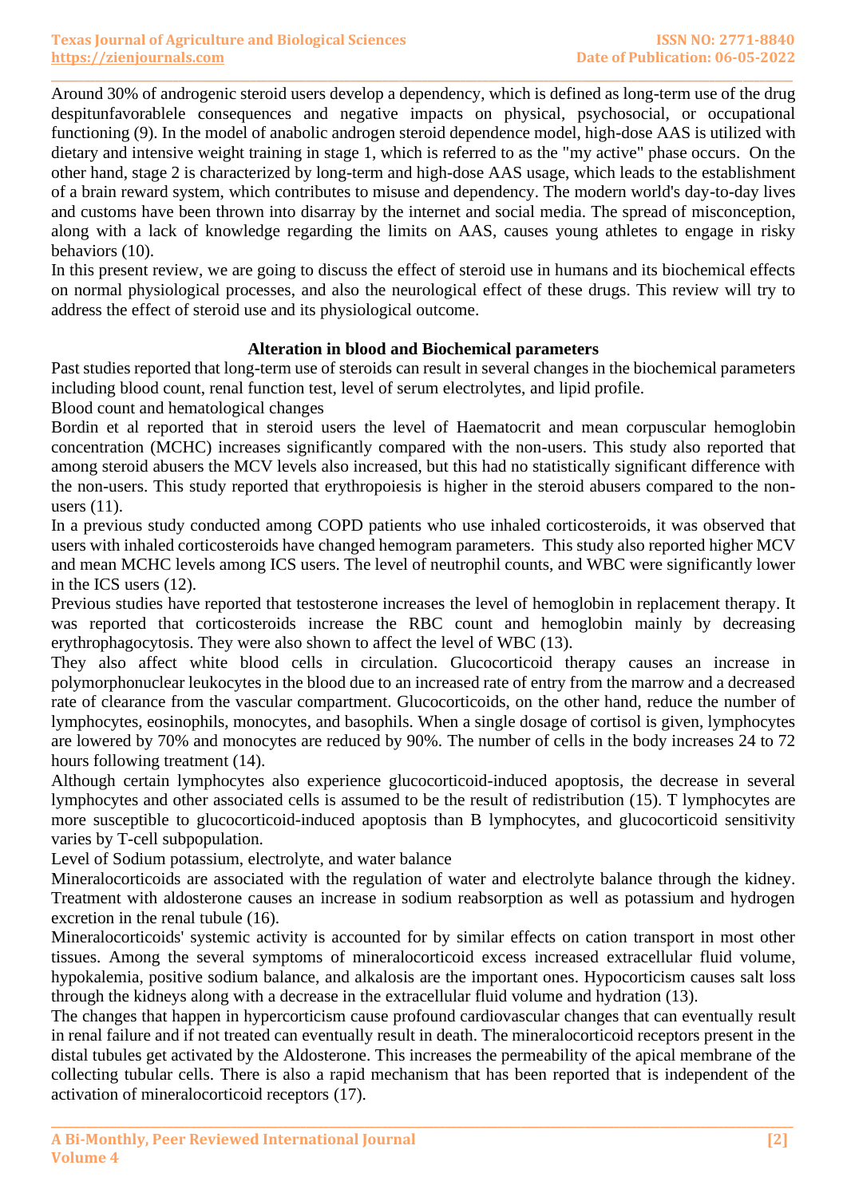Around 30% of androgenic steroid users develop a dependency, which is defined as long-term use of the drug despitunfavorablele consequences and negative impacts on physical, psychosocial, or occupational functioning (9). In the model of anabolic androgen steroid dependence model, high-dose AAS is utilized with dietary and intensive weight training in stage 1, which is referred to as the "my active" phase occurs. On the other hand, stage 2 is characterized by long-term and high-dose AAS usage, which leads to the establishment of a brain reward system, which contributes to misuse and dependency. The modern world's day-to-day lives and customs have been thrown into disarray by the internet and social media. The spread of misconception, along with a lack of knowledge regarding the limits on AAS, causes young athletes to engage in risky behaviors (10).

In this present review, we are going to discuss the effect of steroid use in humans and its biochemical effects on normal physiological processes, and also the neurological effect of these drugs. This review will try to address the effect of steroid use and its physiological outcome.

## Alteration in blood and Biochemical parameters

Past studies reported that long-term use of steroids can result in several changes in the biochemical parameters including blood count, renal function test, level of serum electrolytes, and lipid profile.

Blood count and hematological changes

Bordin et al reported that in steroid users the level of Haematocrit and mean corpuscular hemoglobin concentration (MCHC) increases significantly compared with the non-users. This study also reported that among steroid abusers the MCV levels also increased, but this had no statistically significant difference with the non-users. This study reported that erythropoiesis is higher in the steroid abusers compared to the non-users (11).

In a previous study conducted among COPD patients who use inhaled corticosteroids, it was observed that users with inhaled corticosteroids have changed hemogram parameters. This study also reported higher MCV and mean MCHC levels among ICS users. The level of neutrophil counts, and WBC were significantly lower in the ICS users (12).

Previous studies have reported that testosterone increases the level of hemoglobin in replacement therapy. It was reported that corticosteroids increase the RBC count and hemoglobin mainly by decreasing erythrophagocytosis. They were also shown to affect the level of WBC (13).

They also affect white blood cells in circulation. Glucocorticoid therapy causes an increase in polymorphonuclear leukocytes in the blood due to an increased rate of entry from the marrow and a decreased rate of clearance from the vascular compartment. Glucocorticoids, on the other hand, reduce the number of lymphocytes, eosinophils, monocytes, and basophils. When a single dosage of cortisol is given, lymphocytes are lowered by 70% and monocytes are reduced by 90%. The number of cells in the body increases 24 to 72 hours following treatment (14).

Although certain lymphocytes also experience glucocorticoid-induced apoptosis, the decrease in several lymphocytes and other associated cells is assumed to be the result of redistribution (15). T lymphocytes are more susceptible to glucocorticoid-induced apoptosis than B lymphocytes, and glucocorticoid sensitivity varies by T-cell subpopulation.

Level of Sodium potassium, electrolyte, and water balance

Mineralocorticoids are associated with the regulation of water and electrolyte balance through the kidney. Treatment with aldosterone causes an increase in sodium reabsorption as well as potassium and hydrogen excretion in the renal tubule (16).

Mineralocorticoids' systemic activity is accounted for by similar effects on cation transport in most other tissues. Among the several symptoms of mineralocorticoid excess increased extracellular fluid volume, hypokalemia, positive sodium balance, and alkalosis are the important ones. Hypocorticism causes salt loss through the kidneys along with a decrease in the extracellular fluid volume and hydration (13).

The changes that happen in hypercorticism cause profound cardiovascular changes that can eventually result in renal failure and if not treated can eventually result in death. The mineralocorticoid receptors present in the distal tubules get activated by the Aldosterone. This increases the permeability of the apical membrane of the collecting tubular cells. There is also a rapid mechanism that has been reported that is independent of the activation of mineralocorticoid receptors (17).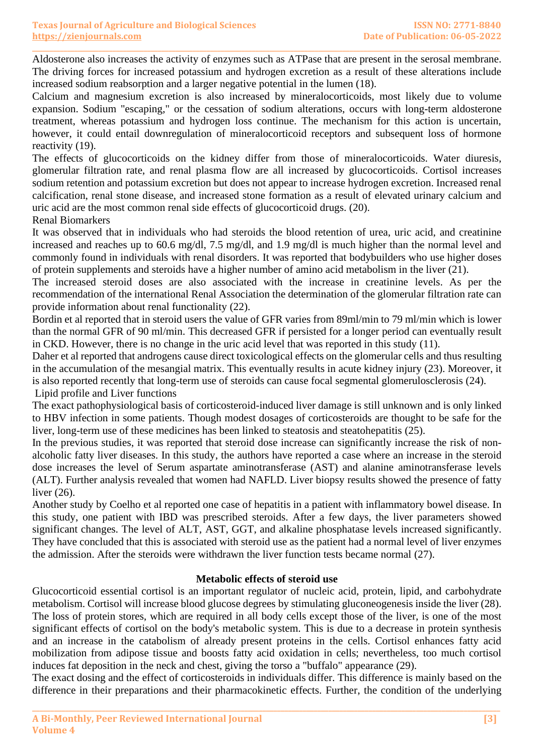Aldosterone also increases the activity of enzymes such as ATPase that are present in the serosal membrane. The driving forces for increased potassium and hydrogen excretion as a result of these alterations include increased sodium reabsorption and a larger negative potential in the lumen (18).

Calcium and magnesium excretion is also increased by mineralocorticoids, most likely due to volume expansion. Sodium "escaping," or the cessation of sodium alterations, occurs with long-term aldosterone treatment, whereas potassium and hydrogen loss continue. The mechanism for this action is uncertain, however, it could entail downregulation of mineralocorticoid receptors and subsequent loss of hormone reactivity (19).

The effects of glucocorticoids on the kidney differ from those of mineralocorticoids. Water diuresis, glomerular filtration rate, and renal plasma flow are all increased by glucocorticoids. Cortisol increases sodium retention and potassium excretion but does not appear to increase hydrogen excretion. Increased renal calcification, renal stone disease, and increased stone formation as a result of elevated urinary calcium and uric acid are the most common renal side effects of glucocorticoid drugs. (20).

### Renal Biomarkers

It was observed that in individuals who had steroids the blood retention of urea, uric acid, and creatinine increased and reaches up to 60.6 mg/dl, 7.5 mg/dl, and 1.9 mg/dl is much higher than the normal level and commonly found in individuals with renal disorders. It was reported that bodybuilders who use higher doses of protein supplements and steroids have a higher number of amino acid metabolism in the liver (21).

The increased steroid doses are also associated with the increase in creatinine levels. As per the recommendation of the international Renal Association the determination of the glomerular filtration rate can provide information about renal functionality (22).

Bordin et al reported that in steroid users the value of GFR varies from 89ml/min to 79 ml/min which is lower than the normal GFR of 90 ml/min. This decreased GFR if persisted for a longer period can eventually result in CKD. However, there is no change in the uric acid level that was reported in this study (11).

Daher et al reported that androgens cause direct toxicological effects on the glomerular cells and thus resulting in the accumulation of the mesangial matrix. This eventually results in acute kidney injury (23). Moreover, it is also reported recently that long-term use of steroids can cause focal segmental glomerulosclerosis (24).

### Lipid profile and Liver functions

The exact pathophysiological basis of corticosteroid-induced liver damage is still unknown and is only linked to HBV infection in some patients. Though modest dosages of corticosteroids are thought to be safe for the liver, long-term use of these medicines has been linked to steatosis and steatohepatitis (25).

In the previous studies, it was reported that steroid dose increase can significantly increase the risk of non-alcoholic fatty liver diseases. In this study, the authors have reported a case where an increase in the steroid dose increases the level of Serum aspartate aminotransferase (AST) and alanine aminotransferase levels (ALT). Further analysis revealed that women had NAFLD. Liver biopsy results showed the presence of fatty liver (26).

Another study by Coelho et al reported one case of hepatitis in a patient with inflammatory bowel disease. In this study, one patient with IBD was prescribed steroids. After a few days, the liver parameters showed significant changes. The level of ALT, AST, GGT, and alkaline phosphatase levels increased significantly. They have concluded that this is associated with steroid use as the patient had a normal level of liver enzymes the admission. After the steroids were withdrawn the liver function tests became normal (27).

## Metabolic effects of steroid use

Glucocorticoid essential cortisol is an important regulator of nucleic acid, protein, lipid, and carbohydrate metabolism. Cortisol will increase blood glucose degrees by stimulating gluconeogenesis inside the liver (28). The loss of protein stores, which are required in all body cells except those of the liver, is one of the most significant effects of cortisol on the body's metabolic system. This is due to a decrease in protein synthesis and an increase in the catabolism of already present proteins in the cells. Cortisol enhances fatty acid mobilization from adipose tissue and boosts fatty acid oxidation in cells; nevertheless, too much cortisol induces fat deposition in the neck and chest, giving the torso a "buffalo" appearance (29).

The exact dosing and the effect of corticosteroids in individuals differ. This difference is mainly based on the difference in their preparations and their pharmacokinetic effects. Further, the condition of the underlying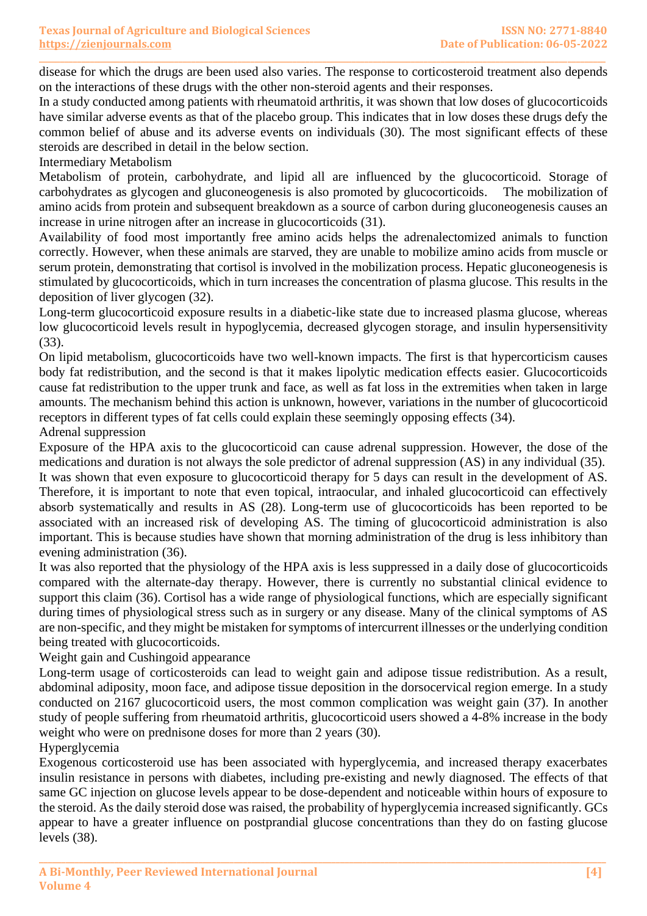disease for which the drugs are been used also varies. The response to corticosteroid treatment also depends on the interactions of these drugs with the other non-steroid agents and their responses.

In a study conducted among patients with rheumatoid arthritis, it was shown that low doses of glucocorticoids have similar adverse events as that of the placebo group. This indicates that in low doses these drugs defy the common belief of abuse and its adverse events on individuals (30). The most significant effects of these steroids are described in detail in the below section.

## Intermediary Metabolism

Metabolism of protein, carbohydrate, and lipid all are influenced by the glucocorticoid. Storage of carbohydrates as glycogen and gluconeogenesis is also promoted by glucocorticoids. The mobilization of amino acids from protein and subsequent breakdown as a source of carbon during gluconeogenesis causes an increase in urine nitrogen after an increase in glucocorticoids (31).

Availability of food most importantly free amino acids helps the adrenalectomized animals to function correctly. However, when these animals are starved, they are unable to mobilize amino acids from muscle or serum protein, demonstrating that cortisol is involved in the mobilization process. Hepatic gluconeogenesis is stimulated by glucocorticoids, which in turn increases the concentration of plasma glucose. This results in the deposition of liver glycogen (32).

Long-term glucocorticoid exposure results in a diabetic-like state due to increased plasma glucose, whereas low glucocorticoid levels result in hypoglycemia, decreased glycogen storage, and insulin hypersensitivity (33).

On lipid metabolism, glucocorticoids have two well-known impacts. The first is that hypercorticism causes body fat redistribution, and the second is that it makes lipolytic medication effects easier. Glucocorticoids cause fat redistribution to the upper trunk and face, as well as fat loss in the extremities when taken in large amounts. The mechanism behind this action is unknown, however, variations in the number of glucocorticoid receptors in different types of fat cells could explain these seemingly opposing effects (34).

## Adrenal suppression

Exposure of the HPA axis to the glucocorticoid can cause adrenal suppression. However, the dose of the medications and duration is not always the sole predictor of adrenal suppression (AS) in any individual (35). It was shown that even exposure to glucocorticoid therapy for 5 days can result in the development of AS. Therefore, it is important to note that even topical, intraocular, and inhaled glucocorticoid can effectively absorb systematically and results in AS (28). Long-term use of glucocorticoids has been reported to be associated with an increased risk of developing AS. The timing of glucocorticoid administration is also important. This is because studies have shown that morning administration of the drug is less inhibitory than evening administration (36).

It was also reported that the physiology of the HPA axis is less suppressed in a daily dose of glucocorticoids compared with the alternate-day therapy. However, there is currently no substantial clinical evidence to support this claim (36). Cortisol has a wide range of physiological functions, which are especially significant during times of physiological stress such as in surgery or any disease. Many of the clinical symptoms of AS are non-specific, and they might be mistaken for symptoms of intercurrent illnesses or the underlying condition being treated with glucocorticoids.

## Weight gain and Cushingoid appearance

Long-term usage of corticosteroids can lead to weight gain and adipose tissue redistribution. As a result, abdominal adiposity, moon face, and adipose tissue deposition in the dorsocervical region emerge. In a study conducted on 2167 glucocorticoid users, the most common complication was weight gain (37). In another study of people suffering from rheumatoid arthritis, glucocorticoid users showed a 4-8% increase in the body weight who were on prednisone doses for more than 2 years (30).

## Hyperglycemia

Exogenous corticosteroid use has been associated with hyperglycemia, and increased therapy exacerbates insulin resistance in persons with diabetes, including pre-existing and newly diagnosed. The effects of that same GC injection on glucose levels appear to be dose-dependent and noticeable within hours of exposure to the steroid. As the daily steroid dose was raised, the probability of hyperglycemia increased significantly. GCs appear to have a greater influence on postprandial glucose concentrations than they do on fasting glucose levels (38).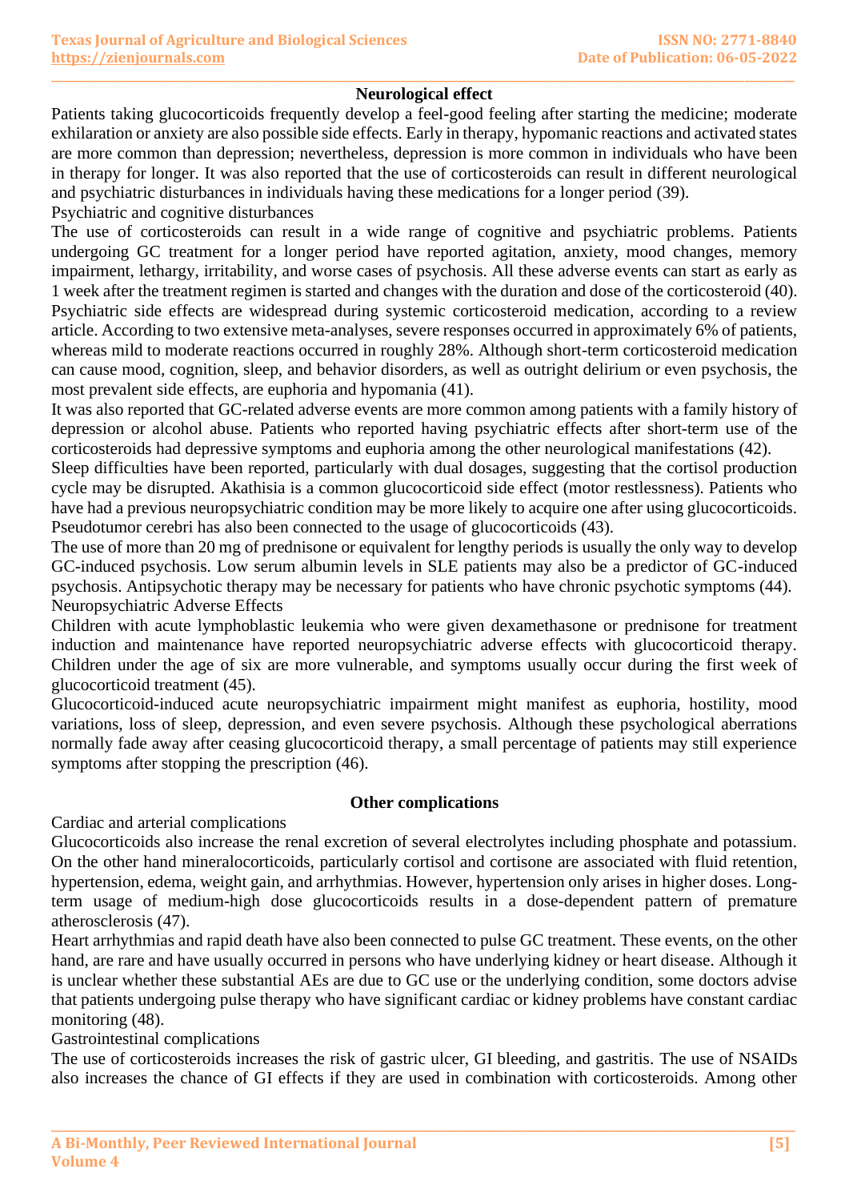## Neurological effect

Patients taking glucocorticoids frequently develop a feel-good feeling after starting the medicine; moderate exhilaration or anxiety are also possible side effects. Early in therapy, hypomanic reactions and activated states are more common than depression; nevertheless, depression is more common in individuals who have been in therapy for longer. It was also reported that the use of corticosteroids can result in different neurological and psychiatric disturbances in individuals having these medications for a longer period (39).

### Psychiatric and cognitive disturbances

The use of corticosteroids can result in a wide range of cognitive and psychiatric problems. Patients undergoing GC treatment for a longer period have reported agitation, anxiety, mood changes, memory impairment, lethargy, irritability, and worse cases of psychosis. All these adverse events can start as early as 1 week after the treatment regimen is started and changes with the duration and dose of the corticosteroid (40).

Psychiatric side effects are widespread during systemic corticosteroid medication, according to a review article. According to two extensive meta-analyses, severe responses occurred in approximately 6% of patients, whereas mild to moderate reactions occurred in roughly 28%. Although short-term corticosteroid medication can cause mood, cognition, sleep, and behavior disorders, as well as outright delirium or even psychosis, the most prevalent side effects, are euphoria and hypomania (41).

It was also reported that GC-related adverse events are more common among patients with a family history of depression or alcohol abuse. Patients who reported having psychiatric effects after short-term use of the corticosteroids had depressive symptoms and euphoria among the other neurological manifestations (42).

Sleep difficulties have been reported, particularly with dual dosages, suggesting that the cortisol production cycle may be disrupted. Akathisia is a common glucocorticoid side effect (motor restlessness). Patients who have had a previous neuropsychiatric condition may be more likely to acquire one after using glucocorticoids. Pseudotumor cerebri has also been connected to the usage of glucocorticoids (43).

The use of more than 20 mg of prednisone or equivalent for lengthy periods is usually the only way to develop GC-induced psychosis. Low serum albumin levels in SLE patients may also be a predictor of GC-induced psychosis. Antipsychotic therapy may be necessary for patients who have chronic psychotic symptoms (44).

### Neuropsychiatric Adverse Effects

Children with acute lymphoblastic leukemia who were given dexamethasone or prednisone for treatment induction and maintenance have reported neuropsychiatric adverse effects with glucocorticoid therapy. Children under the age of six are more vulnerable, and symptoms usually occur during the first week of glucocorticoid treatment (45).

Glucocorticoid-induced acute neuropsychiatric impairment might manifest as euphoria, hostility, mood variations, loss of sleep, depression, and even severe psychosis. Although these psychological aberrations normally fade away after ceasing glucocorticoid therapy, a small percentage of patients may still experience symptoms after stopping the prescription (46).

## Other complications

### Cardiac and arterial complications

Glucocorticoids also increase the renal excretion of several electrolytes including phosphate and potassium. On the other hand mineralocorticoids, particularly cortisol and cortisone are associated with fluid retention, hypertension, edema, weight gain, and arrhythmias. However, hypertension only arises in higher doses. Long-term usage of medium-high dose glucocorticoids results in a dose-dependent pattern of premature atherosclerosis (47).

Heart arrhythmias and rapid death have also been connected to pulse GC treatment. These events, on the other hand, are rare and have usually occurred in persons who have underlying kidney or heart disease. Although it is unclear whether these substantial AEs are due to GC use or the underlying condition, some doctors advise that patients undergoing pulse therapy who have significant cardiac or kidney problems have constant cardiac monitoring (48).

### Gastrointestinal complications

The use of corticosteroids increases the risk of gastric ulcer, GI bleeding, and gastritis. The use of NSAIDs also increases the chance of GI effects if they are used in combination with corticosteroids. Among other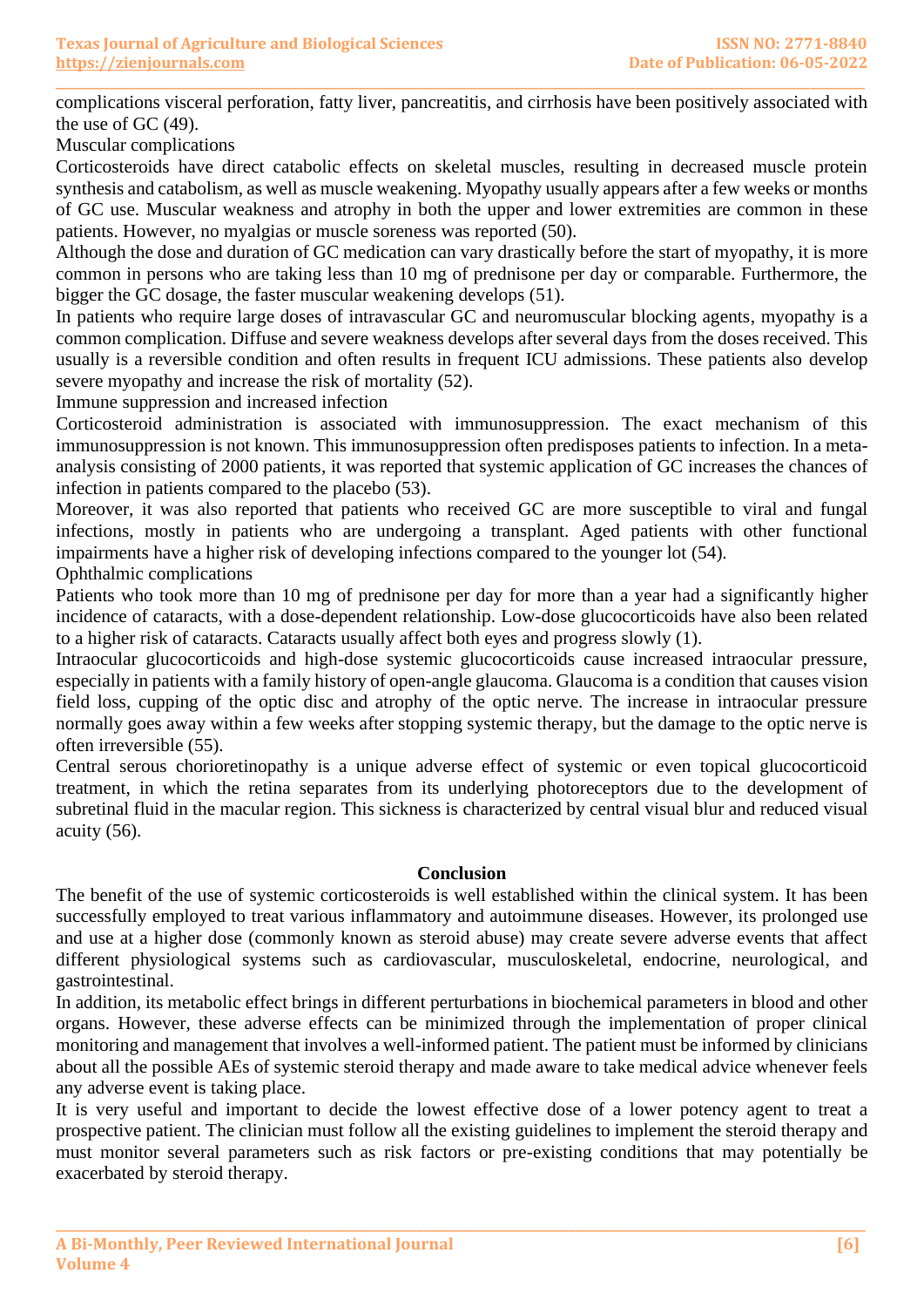complications visceral perforation, fatty liver, pancreatitis, and cirrhosis have been positively associated with the use of GC (49).

### Muscular complications

Corticosteroids have direct catabolic effects on skeletal muscles, resulting in decreased muscle protein synthesis and catabolism, as well as muscle weakening. Myopathy usually appears after a few weeks or months of GC use. Muscular weakness and atrophy in both the upper and lower extremities are common in these patients. However, no myalgias or muscle soreness was reported (50).

Although the dose and duration of GC medication can vary drastically before the start of myopathy, it is more common in persons who are taking less than 10 mg of prednisone per day or comparable. Furthermore, the bigger the GC dosage, the faster muscular weakening develops (51).

In patients who require large doses of intravascular GC and neuromuscular blocking agents, myopathy is a common complication. Diffuse and severe weakness develops after several days from the doses received. This usually is a reversible condition and often results in frequent ICU admissions. These patients also develop severe myopathy and increase the risk of mortality (52).

### Immune suppression and increased infection

Corticosteroid administration is associated with immunosuppression. The exact mechanism of this immunosuppression is not known. This immunosuppression often predisposes patients to infection. In a meta-analysis consisting of 2000 patients, it was reported that systemic application of GC increases the chances of infection in patients compared to the placebo (53).

Moreover, it was also reported that patients who received GC are more susceptible to viral and fungal infections, mostly in patients who are undergoing a transplant. Aged patients with other functional impairments have a higher risk of developing infections compared to the younger lot (54).

### Ophthalmic complications

Patients who took more than 10 mg of prednisone per day for more than a year had a significantly higher incidence of cataracts, with a dose-dependent relationship. Low-dose glucocorticoids have also been related to a higher risk of cataracts. Cataracts usually affect both eyes and progress slowly (1).

Intraocular glucocorticoids and high-dose systemic glucocorticoids cause increased intraocular pressure, especially in patients with a family history of open-angle glaucoma. Glaucoma is a condition that causes vision field loss, cupping of the optic disc and atrophy of the optic nerve. The increase in intraocular pressure normally goes away within a few weeks after stopping systemic therapy, but the damage to the optic nerve is often irreversible (55).

Central serous chorioretinopathy is a unique adverse effect of systemic or even topical glucocorticoid treatment, in which the retina separates from its underlying photoreceptors due to the development of subretinal fluid in the macular region. This sickness is characterized by central visual blur and reduced visual acuity (56).

## Conclusion

The benefit of the use of systemic corticosteroids is well established within the clinical system. It has been successfully employed to treat various inflammatory and autoimmune diseases. However, its prolonged use and use at a higher dose (commonly known as steroid abuse) may create severe adverse events that affect different physiological systems such as cardiovascular, musculoskeletal, endocrine, neurological, and gastrointestinal.

In addition, its metabolic effect brings in different perturbations in biochemical parameters in blood and other organs. However, these adverse effects can be minimized through the implementation of proper clinical monitoring and management that involves a well-informed patient. The patient must be informed by clinicians about all the possible AEs of systemic steroid therapy and made aware to take medical advice whenever feels any adverse event is taking place.

It is very useful and important to decide the lowest effective dose of a lower potency agent to treat a prospective patient. The clinician must follow all the existing guidelines to implement the steroid therapy and must monitor several parameters such as risk factors or pre-existing conditions that may potentially be exacerbated by steroid therapy.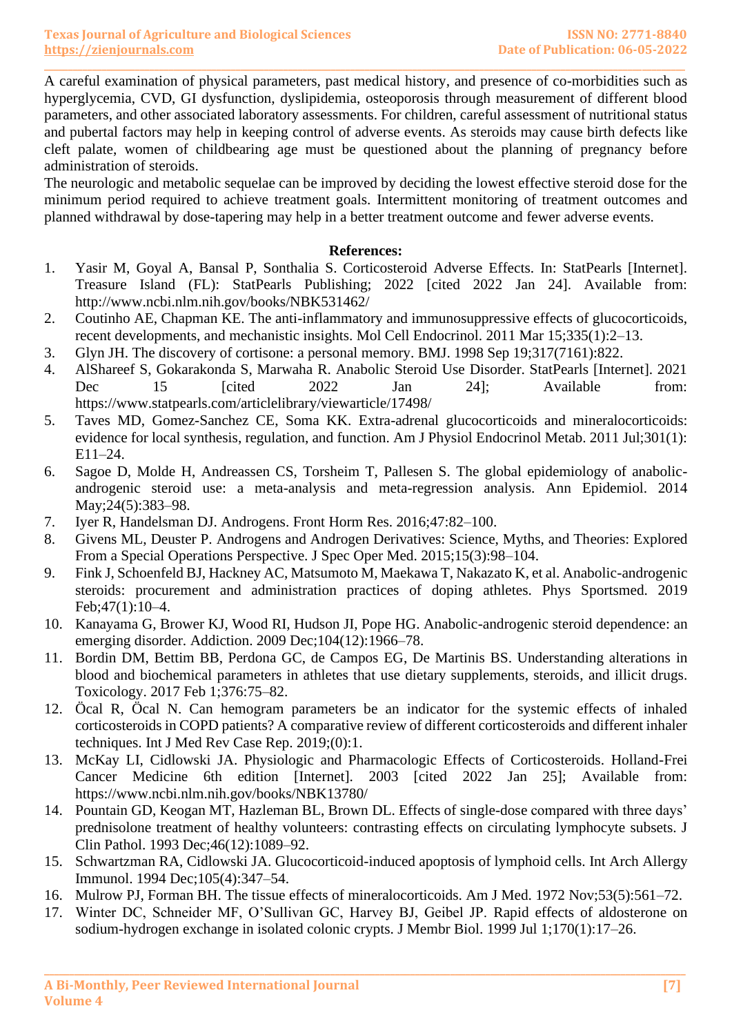A careful examination of physical parameters, past medical history, and presence of co-morbidities such as hyperglycemia, CVD, GI dysfunction, dyslipidemia, osteoporosis through measurement of different blood parameters, and other associated laboratory assessments. For children, careful assessment of nutritional status and pubertal factors may help in keeping control of adverse events. As steroids may cause birth defects like cleft palate, women of childbearing age must be questioned about the planning of pregnancy before administration of steroids.

The neurologic and metabolic sequelae can be improved by deciding the lowest effective steroid dose for the minimum period required to achieve treatment goals. Intermittent monitoring of treatment outcomes and planned withdrawal by dose-tapering may help in a better treatment outcome and fewer adverse events.

**References:**

1. Yasir M, Goyal A, Bansal P, Sonthalia S. Corticosteroid Adverse Effects. In: StatPearls [Internet]. Treasure Island (FL): StatPearls Publishing; 2022 [cited 2022 Jan 24]. Available from: http://www.ncbi.nlm.nih.gov/books/NBK531462/
2. Coutinho AE, Chapman KE. The anti-inflammatory and immunosuppressive effects of glucocorticoids, recent developments, and mechanistic insights. Mol Cell Endocrinol. 2011 Mar 15;335(1):2–13.
3. Glyn JH. The discovery of cortisone: a personal memory. BMJ. 1998 Sep 19;317(7161):822.
4. AlShareef S, Gokarakonda S, Marwaha R. Anabolic Steroid Use Disorder. StatPearls [Internet]. 2021 Dec 15 [cited 2022 Jan 24]; Available from: https://www.statpearls.com/articlelibrary/viewarticle/17498/
5. Taves MD, Gomez-Sanchez CE, Soma KK. Extra-adrenal glucocorticoids and mineralocorticoids: evidence for local synthesis, regulation, and function. Am J Physiol Endocrinol Metab. 2011 Jul;301(1): E11–24.
6. Sagoe D, Molde H, Andreassen CS, Torsheim T, Pallesen S. The global epidemiology of anabolic-androgenic steroid use: a meta-analysis and meta-regression analysis. Ann Epidemiol. 2014 May;24(5):383–98.
7. Iyer R, Handelsman DJ. Androgens. Front Horm Res. 2016;47:82–100.
8. Givens ML, Deuster P. Androgens and Androgen Derivatives: Science, Myths, and Theories: Explored From a Special Operations Perspective. J Spec Oper Med. 2015;15(3):98–104.
9. Fink J, Schoenfeld BJ, Hackney AC, Matsumoto M, Maekawa T, Nakazato K, et al. Anabolic-androgenic steroids: procurement and administration practices of doping athletes. Phys Sportsmed. 2019 Feb;47(1):10–4.
10. Kanayama G, Brower KJ, Wood RI, Hudson JI, Pope HG. Anabolic-androgenic steroid dependence: an emerging disorder. Addiction. 2009 Dec;104(12):1966–78.
11. Bordin DM, Bettim BB, Perdona GC, de Campos EG, De Martinis BS. Understanding alterations in blood and biochemical parameters in athletes that use dietary supplements, steroids, and illicit drugs. Toxicology. 2017 Feb 1;376:75–82.
12. Öcal R, Öcal N. Can hemogram parameters be an indicator for the systemic effects of inhaled corticosteroids in COPD patients? A comparative review of different corticosteroids and different inhaler techniques. Int J Med Rev Case Rep. 2019;(0):1.
13. McKay LI, Cidlowski JA. Physiologic and Pharmacologic Effects of Corticosteroids. Holland-Frei Cancer Medicine 6th edition [Internet]. 2003 [cited 2022 Jan 25]; Available from: https://www.ncbi.nlm.nih.gov/books/NBK13780/
14. Pountain GD, Keogan MT, Hazleman BL, Brown DL. Effects of single-dose compared with three days' prednisolone treatment of healthy volunteers: contrasting effects on circulating lymphocyte subsets. J Clin Pathol. 1993 Dec;46(12):1089–92.
15. Schwartzman RA, Cidlowski JA. Glucocorticoid-induced apoptosis of lymphoid cells. Int Arch Allergy Immunol. 1994 Dec;105(4):347–54.
16. Mulrow PJ, Forman BH. The tissue effects of mineralocorticoids. Am J Med. 1972 Nov;53(5):561–72.
17. Winter DC, Schneider MF, O'Sullivan GC, Harvey BJ, Geibel JP. Rapid effects of aldosterone on sodium-hydrogen exchange in isolated colonic crypts. J Membr Biol. 1999 Jul 1;170(1):17–26.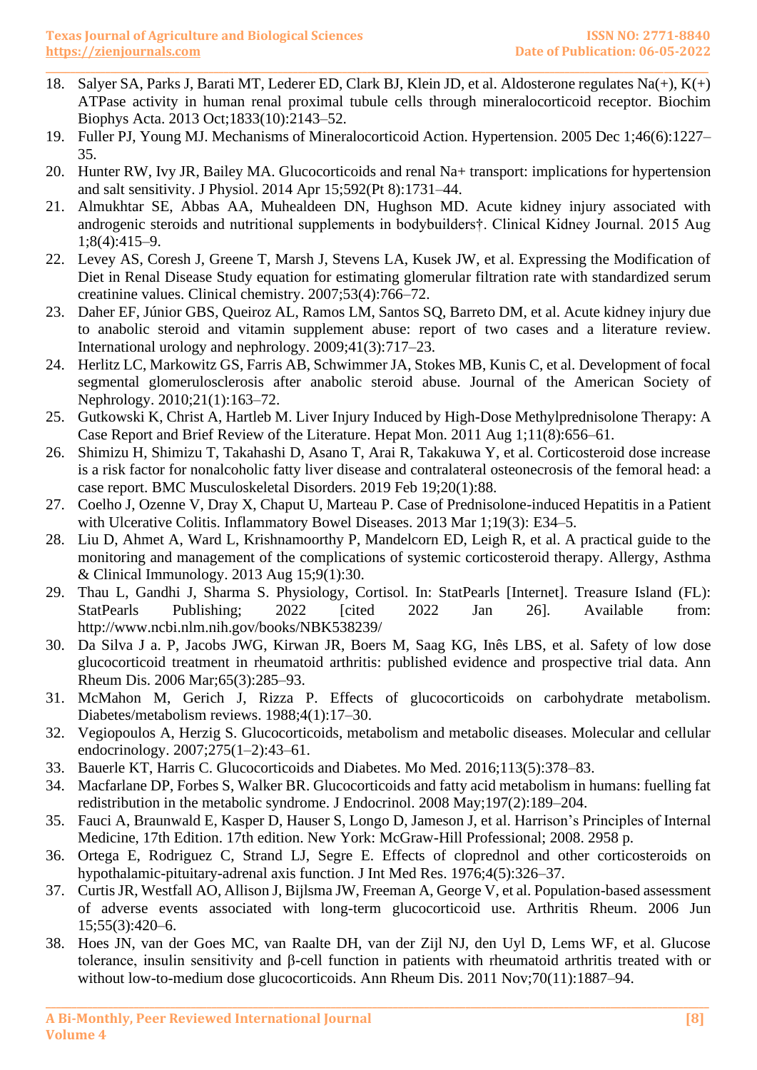18. Salyer SA, Parks J, Barati MT, Lederer ED, Clark BJ, Klein JD, et al. Aldosterone regulates Na(+), K(+) ATPase activity in human renal proximal tubule cells through mineralocorticoid receptor. Biochim Biophys Acta. 2013 Oct;1833(10):2143–52.
19. Fuller PJ, Young MJ. Mechanisms of Mineralocorticoid Action. Hypertension. 2005 Dec 1;46(6):1227–35.
20. Hunter RW, Ivy JR, Bailey MA. Glucocorticoids and renal Na+ transport: implications for hypertension and salt sensitivity. J Physiol. 2014 Apr 15;592(Pt 8):1731–44.
21. Almukhtar SE, Abbas AA, Muhealdeen DN, Hughson MD. Acute kidney injury associated with androgenic steroids and nutritional supplements in bodybuilders†. Clinical Kidney Journal. 2015 Aug 1;8(4):415–9.
22. Levey AS, Coresh J, Greene T, Marsh J, Stevens LA, Kusek JW, et al. Expressing the Modification of Diet in Renal Disease Study equation for estimating glomerular filtration rate with standardized serum creatinine values. Clinical chemistry. 2007;53(4):766–72.
23. Daher EF, Júnior GBS, Queiroz AL, Ramos LM, Santos SQ, Barreto DM, et al. Acute kidney injury due to anabolic steroid and vitamin supplement abuse: report of two cases and a literature review. International urology and nephrology. 2009;41(3):717–23.
24. Herlitz LC, Markowitz GS, Farris AB, Schwimmer JA, Stokes MB, Kunis C, et al. Development of focal segmental glomerulosclerosis after anabolic steroid abuse. Journal of the American Society of Nephrology. 2010;21(1):163–72.
25. Gutkowski K, Christ A, Hartleb M. Liver Injury Induced by High-Dose Methylprednisolone Therapy: A Case Report and Brief Review of the Literature. Hepat Mon. 2011 Aug 1;11(8):656–61.
26. Shimizu H, Shimizu T, Takahashi D, Asano T, Arai R, Takakuwa Y, et al. Corticosteroid dose increase is a risk factor for nonalcoholic fatty liver disease and contralateral osteonecrosis of the femoral head: a case report. BMC Musculoskeletal Disorders. 2019 Feb 19;20(1):88.
27. Coelho J, Ozenne V, Dray X, Chaput U, Marteau P. Case of Prednisolone-induced Hepatitis in a Patient with Ulcerative Colitis. Inflammatory Bowel Diseases. 2013 Mar 1;19(3): E34–5.
28. Liu D, Ahmet A, Ward L, Krishnamoorthy P, Mandelcorn ED, Leigh R, et al. A practical guide to the monitoring and management of the complications of systemic corticosteroid therapy. Allergy, Asthma & Clinical Immunology. 2013 Aug 15;9(1):30.
29. Thau L, Gandhi J, Sharma S. Physiology, Cortisol. In: StatPearls [Internet]. Treasure Island (FL): StatPearls Publishing; 2022 [cited 2022 Jan 26]. Available from: http://www.ncbi.nlm.nih.gov/books/NBK538239/
30. Da Silva J a. P, Jacobs JWG, Kirwan JR, Boers M, Saag KG, Inês LBS, et al. Safety of low dose glucocorticoid treatment in rheumatoid arthritis: published evidence and prospective trial data. Ann Rheum Dis. 2006 Mar;65(3):285–93.
31. McMahon M, Gerich J, Rizza P. Effects of glucocorticoids on carbohydrate metabolism. Diabetes/metabolism reviews. 1988;4(1):17–30.
32. Vegiopoulos A, Herzig S. Glucocorticoids, metabolism and metabolic diseases. Molecular and cellular endocrinology. 2007;275(1–2):43–61.
33. Bauerle KT, Harris C. Glucocorticoids and Diabetes. Mo Med. 2016;113(5):378–83.
34. Macfarlane DP, Forbes S, Walker BR. Glucocorticoids and fatty acid metabolism in humans: fuelling fat redistribution in the metabolic syndrome. J Endocrinol. 2008 May;197(2):189–204.
35. Fauci A, Braunwald E, Kasper D, Hauser S, Longo D, Jameson J, et al. Harrison's Principles of Internal Medicine, 17th Edition. 17th edition. New York: McGraw-Hill Professional; 2008. 2958 p.
36. Ortega E, Rodriguez C, Strand LJ, Segre E. Effects of cloprednol and other corticosteroids on hypothalamic-pituitary-adrenal axis function. J Int Med Res. 1976;4(5):326–37.
37. Curtis JR, Westfall AO, Allison J, Bijlsma JW, Freeman A, George V, et al. Population-based assessment of adverse events associated with long-term glucocorticoid use. Arthritis Rheum. 2006 Jun 15;55(3):420–6.
38. Hoes JN, van der Goes MC, van Raalte DH, van der Zijl NJ, den Uyl D, Lems WF, et al. Glucose tolerance, insulin sensitivity and β-cell function in patients with rheumatoid arthritis treated with or without low-to-medium dose glucocorticoids. Ann Rheum Dis. 2011 Nov;70(11):1887–94.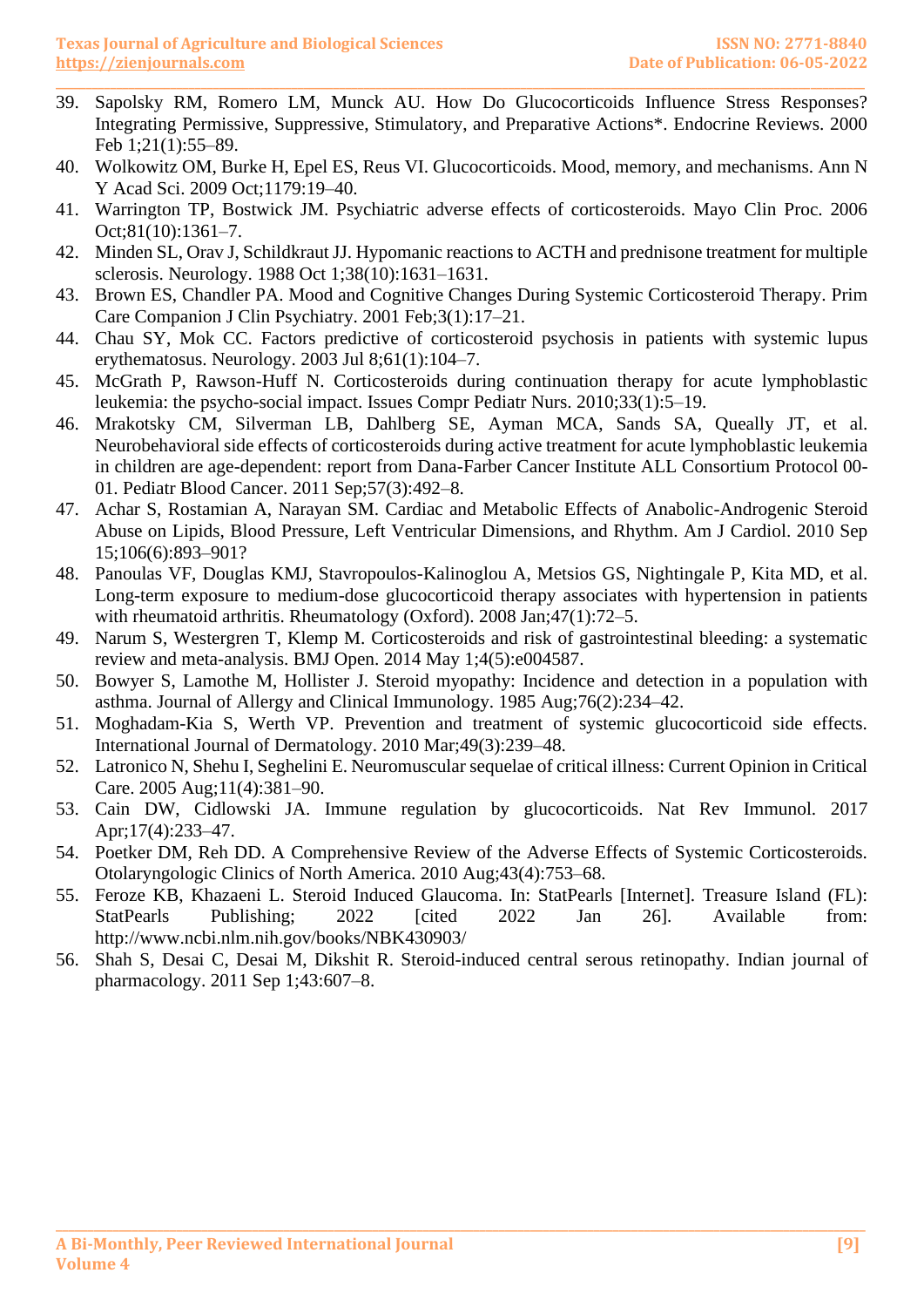39. Sapolsky RM, Romero LM, Munck AU. How Do Glucocorticoids Influence Stress Responses? Integrating Permissive, Suppressive, Stimulatory, and Preparative Actions*. Endocrine Reviews. 2000 Feb 1;21(1):55–89.
40. Wolkowitz OM, Burke H, Epel ES, Reus VI. Glucocorticoids. Mood, memory, and mechanisms. Ann N Y Acad Sci. 2009 Oct;1179:19–40.
41. Warrington TP, Bostwick JM. Psychiatric adverse effects of corticosteroids. Mayo Clin Proc. 2006 Oct;81(10):1361–7.
42. Minden SL, Orav J, Schildkraut JJ. Hypomanic reactions to ACTH and prednisone treatment for multiple sclerosis. Neurology. 1988 Oct 1;38(10):1631–1631.
43. Brown ES, Chandler PA. Mood and Cognitive Changes During Systemic Corticosteroid Therapy. Prim Care Companion J Clin Psychiatry. 2001 Feb;3(1):17–21.
44. Chau SY, Mok CC. Factors predictive of corticosteroid psychosis in patients with systemic lupus erythematosus. Neurology. 2003 Jul 8;61(1):104–7.
45. McGrath P, Rawson-Huff N. Corticosteroids during continuation therapy for acute lymphoblastic leukemia: the psycho-social impact. Issues Compr Pediatr Nurs. 2010;33(1):5–19.
46. Mrakotsky CM, Silverman LB, Dahlberg SE, Ayman MCA, Sands SA, Queally JT, et al. Neurobehavioral side effects of corticosteroids during active treatment for acute lymphoblastic leukemia in children are age-dependent: report from Dana-Farber Cancer Institute ALL Consortium Protocol 00-01. Pediatr Blood Cancer. 2011 Sep;57(3):492–8.
47. Achar S, Rostamian A, Narayan SM. Cardiac and Metabolic Effects of Anabolic-Androgenic Steroid Abuse on Lipids, Blood Pressure, Left Ventricular Dimensions, and Rhythm. Am J Cardiol. 2010 Sep 15;106(6):893–901?
48. Panoulas VF, Douglas KMJ, Stavropoulos-Kalinoglou A, Metsios GS, Nightingale P, Kita MD, et al. Long-term exposure to medium-dose glucocorticoid therapy associates with hypertension in patients with rheumatoid arthritis. Rheumatology (Oxford). 2008 Jan;47(1):72–5.
49. Narum S, Westergren T, Klemp M. Corticosteroids and risk of gastrointestinal bleeding: a systematic review and meta-analysis. BMJ Open. 2014 May 1;4(5):e004587.
50. Bowyer S, Lamothe M, Hollister J. Steroid myopathy: Incidence and detection in a population with asthma. Journal of Allergy and Clinical Immunology. 1985 Aug;76(2):234–42.
51. Moghadam-Kia S, Werth VP. Prevention and treatment of systemic glucocorticoid side effects. International Journal of Dermatology. 2010 Mar;49(3):239–48.
52. Latronico N, Shehu I, Seghelini E. Neuromuscular sequelae of critical illness: Current Opinion in Critical Care. 2005 Aug;11(4):381–90.
53. Cain DW, Cidlowski JA. Immune regulation by glucocorticoids. Nat Rev Immunol. 2017 Apr;17(4):233–47.
54. Poetker DM, Reh DD. A Comprehensive Review of the Adverse Effects of Systemic Corticosteroids. Otolaryngologic Clinics of North America. 2010 Aug;43(4):753–68.
55. Feroze KB, Khazaeni L. Steroid Induced Glaucoma. In: StatPearls [Internet]. Treasure Island (FL): StatPearls Publishing; 2022 [cited 2022 Jan 26]. Available from: http://www.ncbi.nlm.nih.gov/books/NBK430903/
56. Shah S, Desai C, Desai M, Dikshit R. Steroid-induced central serous retinopathy. Indian journal of pharmacology. 2011 Sep 1;43:607–8.